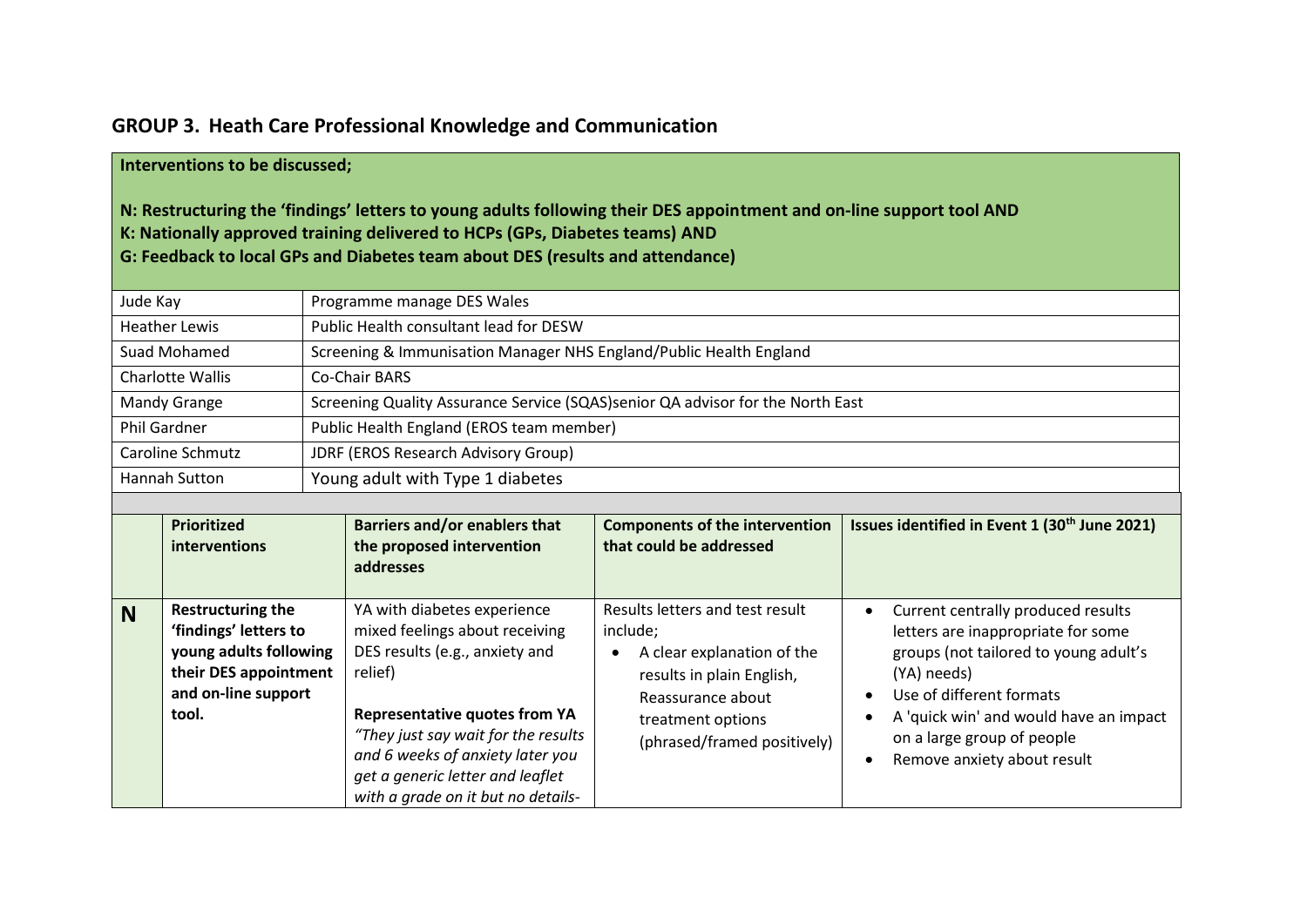## GROUP 3. Heath Care Professional Knowledge and Communication

**Interventions to be discussed;**

**N: Restructuring the 'findings' letters to young adults following their DES appointment and on-line support tool AND**
**K: Nationally approved training delivered to HCPs (GPs, Diabetes teams) AND**
**G: Feedback to local GPs and Diabetes team about DES (results and attendance)**

| | |
|---|---|
| Jude Kay | Programme manage DES Wales |
| Heather Lewis | Public Health consultant lead for DESW |
| Suad Mohamed | Screening & Immunisation Manager NHS England/Public Health England |
| Charlotte Wallis | Co-Chair BARS |
| Mandy Grange | Screening Quality Assurance Service (SQAS)senior QA advisor for the North East |
| Phil Gardner | Public Health England (EROS team member) |
| Caroline Schmutz | JDRF (EROS Research Advisory Group) |
| Hannah Sutton | Young adult with Type 1 diabetes |

| | Prioritized interventions | Barriers and/or enablers that the proposed intervention addresses | Components of the intervention that could be addressed | Issues identified in Event 1 (30th June 2021) |
|---|---|---|---|---|
| **N** | **Restructuring the 'findings' letters to young adults following their DES appointment and on-line support tool.** | YA with diabetes experience mixed feelings about receiving DES results (e.g., anxiety and relief)<br><br>**Representative quotes from YA**<br>*"They just say wait for the results and 6 weeks of anxiety later you get a generic letter and leaflet with a grade on it but no details-* | Results letters and test result include;<br>• A clear explanation of the results in plain English, Reassurance about treatment options (phrased/framed positively) | • Current centrally produced results letters are inappropriate for some groups (not tailored to young adult's (YA) needs)<br>• Use of different formats<br>• A 'quick win' and would have an impact on a large group of people<br>• Remove anxiety about result |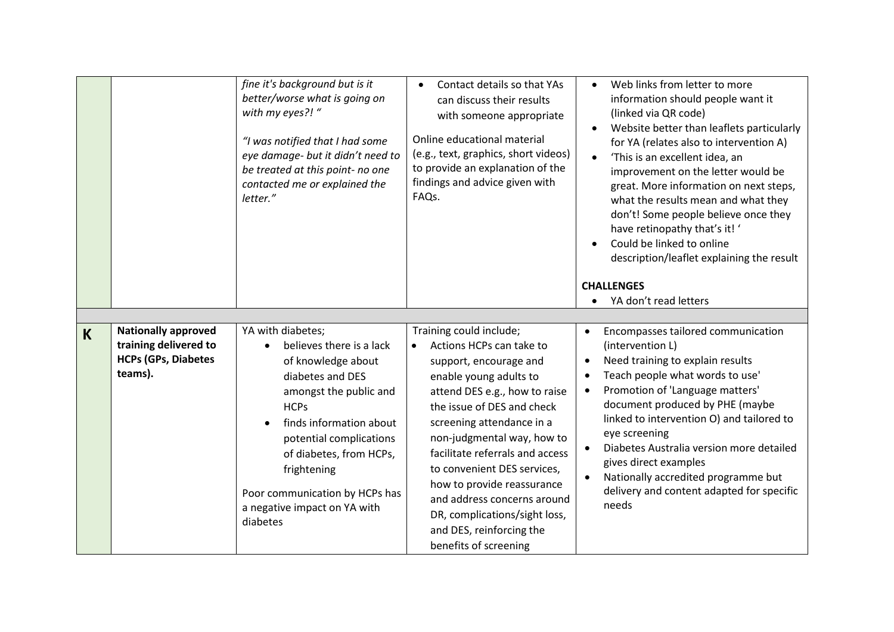| | | | | |
|---|---|---|---|---|
| | | *fine it's background but is it better/worse what is going on with my eyes?! "*<br><br>*"I was notified that I had some eye damage- but it didn't need to be treated at this point- no one contacted me or explained the letter."* | • Contact details so that YAs can discuss their results with someone appropriate<br><br>Online educational material (e.g., text, graphics, short videos) to provide an explanation of the findings and advice given with FAQs. | • Web links from letter to more information should people want it (linked via QR code)<br>• Website better than leaflets particularly for YA (relates also to intervention A)<br>• 'This is an excellent idea, an improvement on the letter would be great. More information on next steps, what the results mean and what they don't! Some people believe once they have retinopathy that's it! '<br>• Could be linked to online description/leaflet explaining the result<br><br>**CHALLENGES**<br>• YA don't read letters |
| | | | | |
| **K** | **Nationally approved training delivered to HCPs (GPs, Diabetes teams).** | YA with diabetes;<br>• believes there is a lack of knowledge about diabetes and DES amongst the public and HCPs<br>• finds information about potential complications of diabetes, from HCPs, frightening<br><br>Poor communication by HCPs has a negative impact on YA with diabetes | Training could include;<br>• Actions HCPs can take to support, encourage and enable young adults to attend DES e.g., how to raise the issue of DES and check screening attendance in a non-judgmental way, how to facilitate referrals and access to convenient DES services, how to provide reassurance and address concerns around DR, complications/sight loss, and DES, reinforcing the benefits of screening | • Encompasses tailored communication (intervention L)<br>• Need training to explain results<br>• Teach people what words to use'<br>• Promotion of 'Language matters' document produced by PHE (maybe linked to intervention O) and tailored to eye screening<br>• Diabetes Australia version more detailed gives direct examples<br>• Nationally accredited programme but delivery and content adapted for specific needs |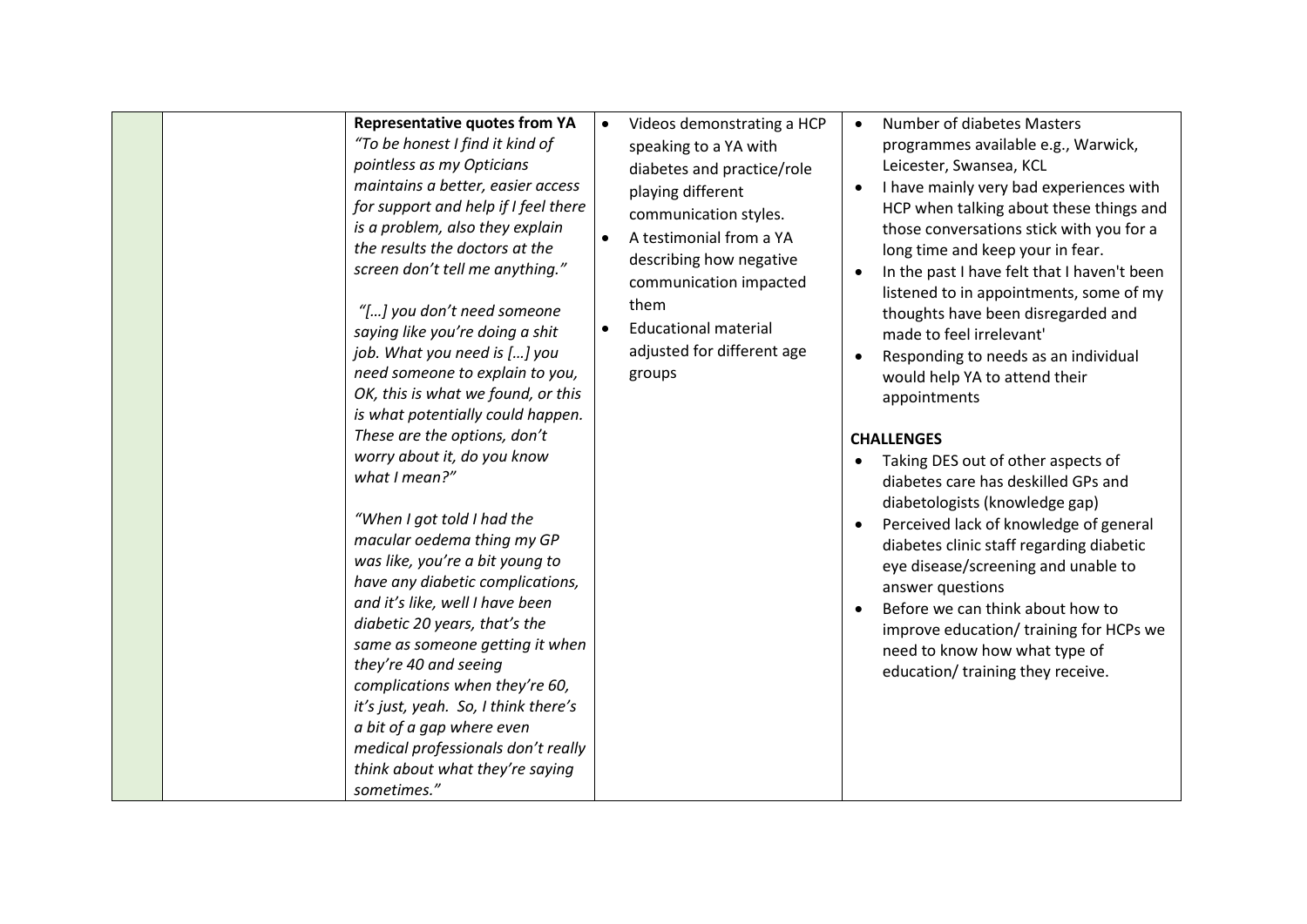| | | | | |
|---|---|---|---|---|
| | | **Representative quotes from YA**<br>*"To be honest I find it kind of pointless as my Opticians maintains a better, easier access for support and help if I feel there is a problem, also they explain the results the doctors at the screen don't tell me anything."*<br><br>*"[…] you don't need someone saying like you're doing a shit job. What you need is […] you need someone to explain to you, OK, this is what we found, or this is what potentially could happen. These are the options, don't worry about it, do you know what I mean?"*<br><br>*"When I got told I had the macular oedema thing my GP was like, you're a bit young to have any diabetic complications, and it's like, well I have been diabetic 20 years, that's the same as someone getting it when they're 40 and seeing complications when they're 60, it's just, yeah. So, I think there's a bit of a gap where even medical professionals don't really think about what they're saying sometimes."* | • Videos demonstrating a HCP speaking to a YA with diabetes and practice/role playing different communication styles.<br>• A testimonial from a YA describing how negative communication impacted them<br>• Educational material adjusted for different age groups | • Number of diabetes Masters programmes available e.g., Warwick, Leicester, Swansea, KCL<br>• I have mainly very bad experiences with HCP when talking about these things and those conversations stick with you for a long time and keep your in fear.<br>• In the past I have felt that I haven't been listened to in appointments, some of my thoughts have been disregarded and made to feel irrelevant'<br>• Responding to needs as an individual would help YA to attend their appointments<br><br>**CHALLENGES**<br>• Taking DES out of other aspects of diabetes care has deskilled GPs and diabetologists (knowledge gap)<br>• Perceived lack of knowledge of general diabetes clinic staff regarding diabetic eye disease/screening and unable to answer questions<br>• Before we can think about how to improve education/ training for HCPs we need to know how what type of education/ training they receive. |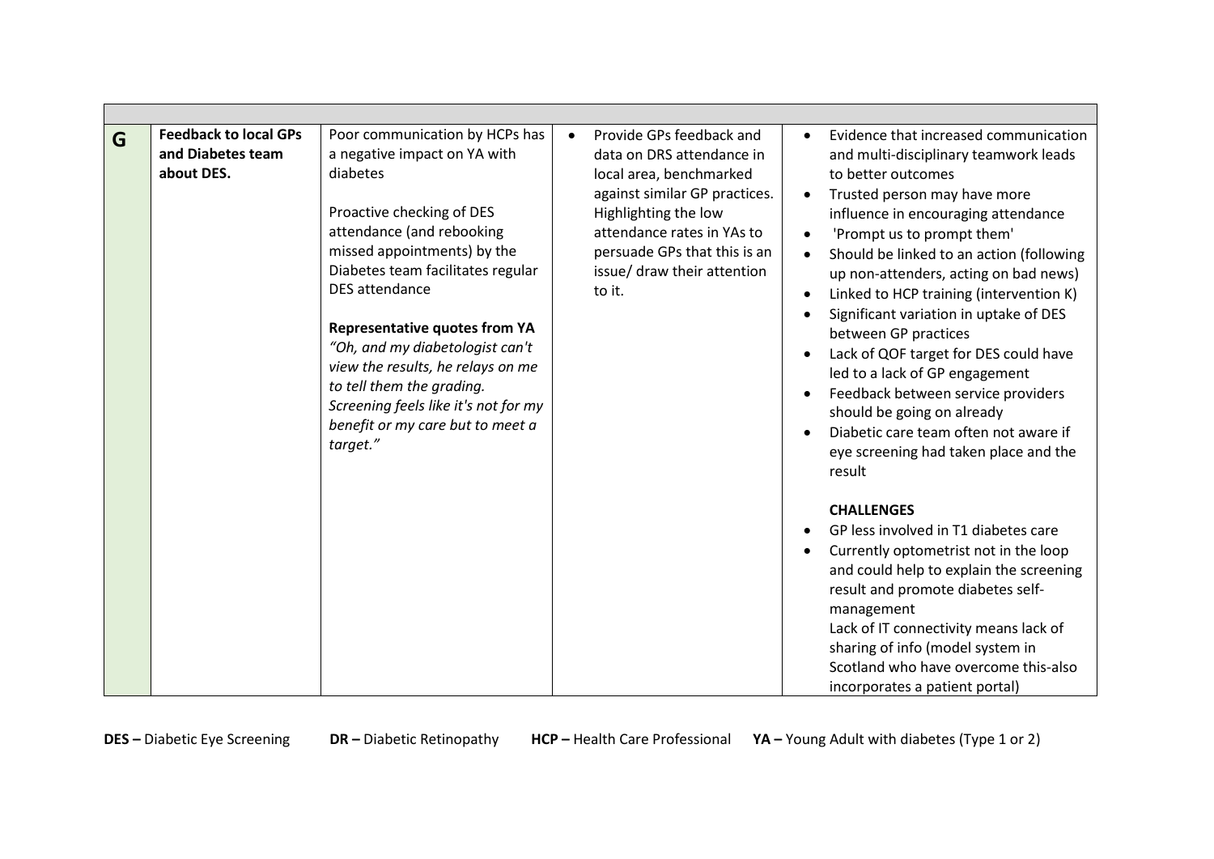| | | | | |
|---|---|---|---|---|
| **G** | **Feedback to local GPs and Diabetes team about DES.** | Poor communication by HCPs has a negative impact on YA with diabetes<br><br>Proactive checking of DES attendance (and rebooking missed appointments) by the Diabetes team facilitates regular DES attendance<br><br>**Representative quotes from YA**<br>*"Oh, and my diabetologist can't view the results, he relays on me to tell them the grading. Screening feels like it's not for my benefit or my care but to meet a target."* | • Provide GPs feedback and data on DRS attendance in local area, benchmarked against similar GP practices. Highlighting the low attendance rates in YAs to persuade GPs that this is an issue/ draw their attention to it. | • Evidence that increased communication and multi-disciplinary teamwork leads to better outcomes<br>• Trusted person may have more influence in encouraging attendance<br>• 'Prompt us to prompt them'<br>• Should be linked to an action (following up non-attenders, acting on bad news)<br>• Linked to HCP training (intervention K)<br>• Significant variation in uptake of DES between GP practices<br>• Lack of QOF target for DES could have led to a lack of GP engagement<br>• Feedback between service providers should be going on already<br>• Diabetic care team often not aware if eye screening had taken place and the result<br><br>**CHALLENGES**<br>• GP less involved in T1 diabetes care<br>• Currently optometrist not in the loop and could help to explain the screening result and promote diabetes self-management<br>Lack of IT connectivity means lack of sharing of info (model system in Scotland who have overcome this-also incorporates a patient portal) |

**DES –** Diabetic Eye Screening **DR –** Diabetic Retinopathy **HCP –** Health Care Professional **YA –** Young Adult with diabetes (Type 1 or 2)